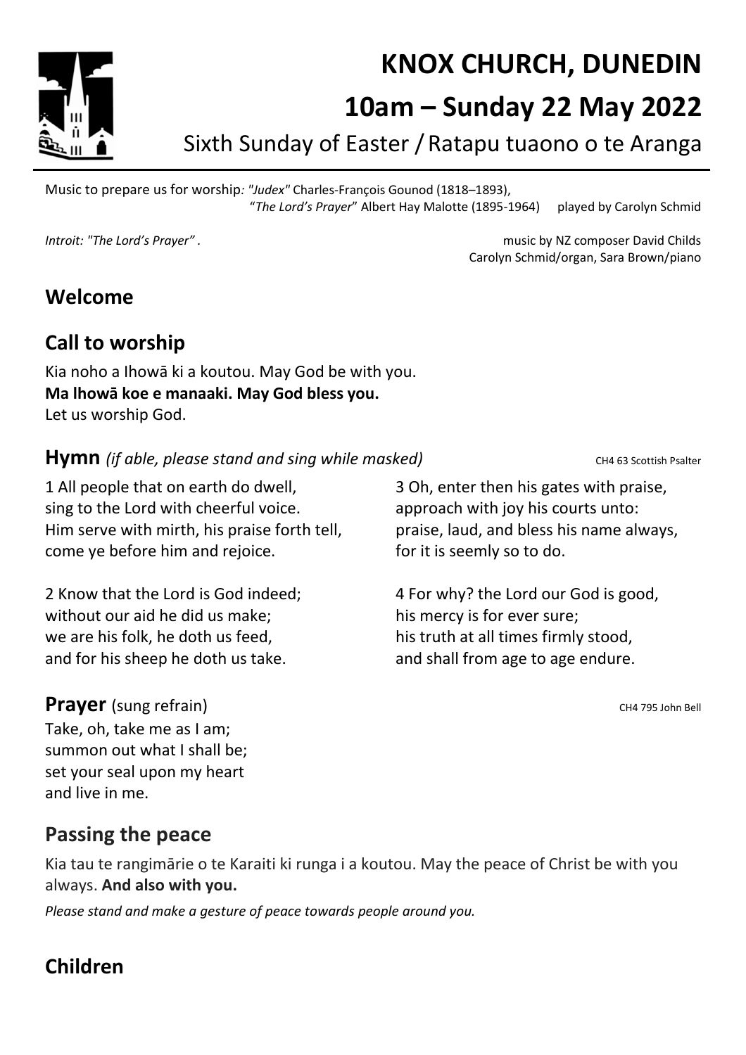# KNOX CHURCH, DUNEDIN

# 10am – Sunday 22 May 2022

Sixth Sunday of Easter / Ratapu tuaono o te Aranga

Music to prepare us for worship*: "Judex"* Charles-François Gounod (1818–1893), "*The Lord's Prayer*" Albert Hay Malotte (1895-1964) played by Carolyn Schmid

*Introit: "The Lord's Prayer" .* music by NZ composer David Childs
Carolyn Schmid/organ, Sara Brown/piano

## Welcome

## Call to worship

Kia noho a Ihowā ki a koutou. May God be with you.
**Ma lhowā koe e manaaki. May God bless you.**
Let us worship God.

### Hymn *(if able, please stand and sing while masked)* CH4 63 Scottish Psalter

1 All people that on earth do dwell,
sing to the Lord with cheerful voice.
Him serve with mirth, his praise forth tell,
come ye before him and rejoice.

2 Know that the Lord is God indeed;
without our aid he did us make;
we are his folk, he doth us feed,
and for his sheep he doth us take.

3 Oh, enter then his gates with praise,
approach with joy his courts unto:
praise, laud, and bless his name always,
for it is seemly so to do.

4 For why? the Lord our God is good,
his mercy is for ever sure;
his truth at all times firmly stood,
and shall from age to age endure.

### Prayer (sung refrain) CH4 795 John Bell

Take, oh, take me as I am;
summon out what I shall be;
set your seal upon my heart
and live in me.

## Passing the peace

Kia tau te rangimārie o te Karaiti ki runga i a koutou. May the peace of Christ be with you always. **And also with you.**

*Please stand and make a gesture of peace towards people around you.*

## Children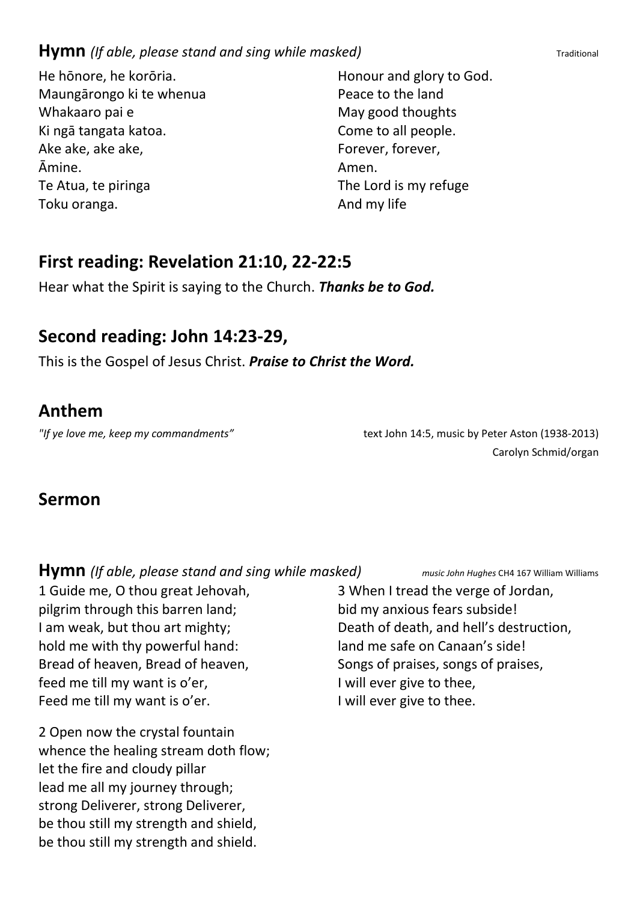## Hymn *(If able, please stand and sing while masked)*

Traditional

He hōnore, he korōria.
Maungārongo ki te whenua
Whakaaro pai e
Ki ngā tangata katoa.
Ake ake, ake ake,
Āmine.
Te Atua, te piringa
Toku oranga.

Honour and glory to God.
Peace to the land
May good thoughts
Come to all people.
Forever, forever,
Amen.
The Lord is my refuge
And my life

## First reading: Revelation 21:10, 22-22:5

Hear what the Spirit is saying to the Church. ***Thanks be to God.***

## Second reading: John 14:23-29,

This is the Gospel of Jesus Christ. ***Praise to Christ the Word.***

## Anthem

*"If ye love me, keep my commandments"* — text John 14:5, music by Peter Aston (1938-2013)
Carolyn Schmid/organ

## Sermon

## Hymn *(If able, please stand and sing while masked)*

*music John Hughes* CH4 167 William Williams

1 Guide me, O thou great Jehovah,
pilgrim through this barren land;
I am weak, but thou art mighty;
hold me with thy powerful hand:
Bread of heaven, Bread of heaven,
feed me till my want is o'er,
Feed me till my want is o'er.

2 Open now the crystal fountain
whence the healing stream doth flow;
let the fire and cloudy pillar
lead me all my journey through;
strong Deliverer, strong Deliverer,
be thou still my strength and shield,
be thou still my strength and shield.

3 When I tread the verge of Jordan,
bid my anxious fears subside!
Death of death, and hell's destruction,
land me safe on Canaan's side!
Songs of praises, songs of praises,
I will ever give to thee,
I will ever give to thee.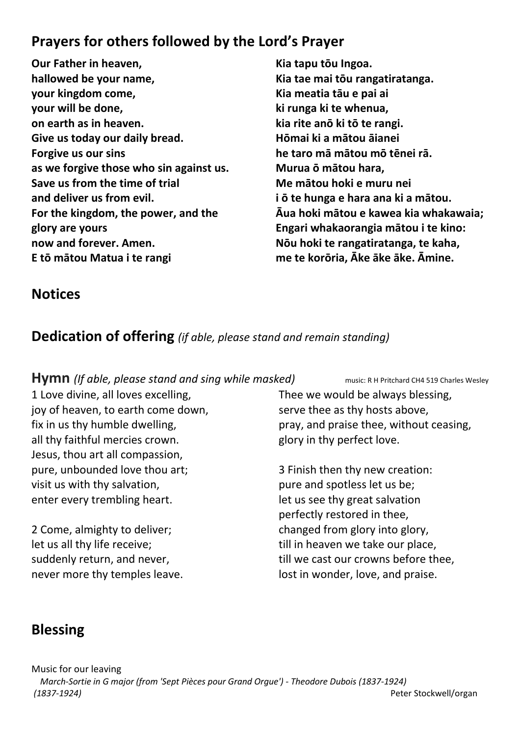## Prayers for others followed by the Lord's Prayer

**Our Father in heaven,**
**hallowed be your name,**
**your kingdom come,**
**your will be done,**
**on earth as in heaven.**
**Give us today our daily bread.**
**Forgive us our sins**
**as we forgive those who sin against us.**
**Save us from the time of trial**
**and deliver us from evil.**
**For the kingdom, the power, and the glory are yours**
**now and forever. Amen.**

**E tō mātou Matua i te rangi**
**Kia tapu tōu Ingoa.**
**Kia tae mai tōu rangatiratanga.**
**Kia meatia tāu e pai ai**
**ki runga ki te whenua,**
**kia rite anō ki tō te rangi.**
**Hōmai ki a mātou āianei**
**he taro mā mātou mō tēnei rā.**
**Murua ō mātou hara,**
**Me mātou hoki e muru nei**
**i ō te hunga e hara ana ki a mātou.**
**Āua hoki mātou e kawea kia whakawaia;**
**Engari whakaorangia mātou i te kino:**
**Nōu hoki te rangatiratanga, te kaha,**
**me te korōria, Āke āke āke. Āmine.**

## Notices

## Dedication of offering *(if able, please stand and remain standing)*

## Hymn *(If able, please stand and sing while masked)*

music: R H Pritchard CH4 519 Charles Wesley

1 Love divine, all loves excelling,
joy of heaven, to earth come down,
fix in us thy humble dwelling,
all thy faithful mercies crown.
Jesus, thou art all compassion,
pure, unbounded love thou art;
visit us with thy salvation,
enter every trembling heart.

2 Come, almighty to deliver;
let us all thy life receive;
suddenly return, and never,
never more thy temples leave.
Thee we would be always blessing,
serve thee as thy hosts above,
pray, and praise thee, without ceasing,
glory in thy perfect love.

3 Finish then thy new creation:
pure and spotless let us be;
let us see thy great salvation
perfectly restored in thee,
changed from glory into glory,
till in heaven we take our place,
till we cast our crowns before thee,
lost in wonder, love, and praise.

## Blessing

Music for our leaving

*March-Sortie in G major (from 'Sept Pièces pour Grand Orgue') - Theodore Dubois (1837-1924)*
*(1837-1924)*

Peter Stockwell/organ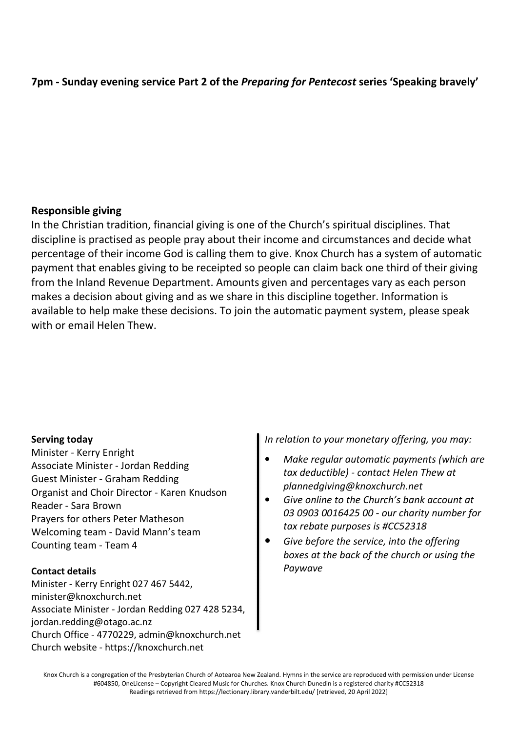**7pm - Sunday evening service Part 2 of the *Preparing for Pentecost* series 'Speaking bravely'**

**Responsible giving**

In the Christian tradition, financial giving is one of the Church's spiritual disciplines. That discipline is practised as people pray about their income and circumstances and decide what percentage of their income God is calling them to give. Knox Church has a system of automatic payment that enables giving to be receipted so people can claim back one third of their giving from the Inland Revenue Department. Amounts given and percentages vary as each person makes a decision about giving and as we share in this discipline together. Information is available to help make these decisions. To join the automatic payment system, please speak with or email Helen Thew.

**Serving today**

Minister - Kerry Enright
Associate Minister - Jordan Redding
Guest Minister - Graham Redding
Organist and Choir Director - Karen Knudson
Reader - Sara Brown
Prayers for others Peter Matheson
Welcoming team - David Mann's team
Counting team - Team 4

**Contact details**

Minister - Kerry Enright 027 467 5442, minister@knoxchurch.net
Associate Minister - Jordan Redding 027 428 5234, jordan.redding@otago.ac.nz
Church Office - 4770229, admin@knoxchurch.net
Church website - https://knoxchurch.net

*In relation to your monetary offering, you may:*

- *Make regular automatic payments (which are tax deductible) - contact Helen Thew at plannedgiving@knoxchurch.net*
- *Give online to the Church's bank account at 03 0903 0016425 00 - our charity number for tax rebate purposes is #CC52318*
- *Give before the service, into the offering boxes at the back of the church or using the Paywave*

Knox Church is a congregation of the Presbyterian Church of Aotearoa New Zealand. Hymns in the service are reproduced with permission under License #604850, OneLicense – Copyright Cleared Music for Churches. Knox Church Dunedin is a registered charity #CC52318
Readings retrieved from https://lectionary.library.vanderbilt.edu/ [retrieved, 20 April 2022]